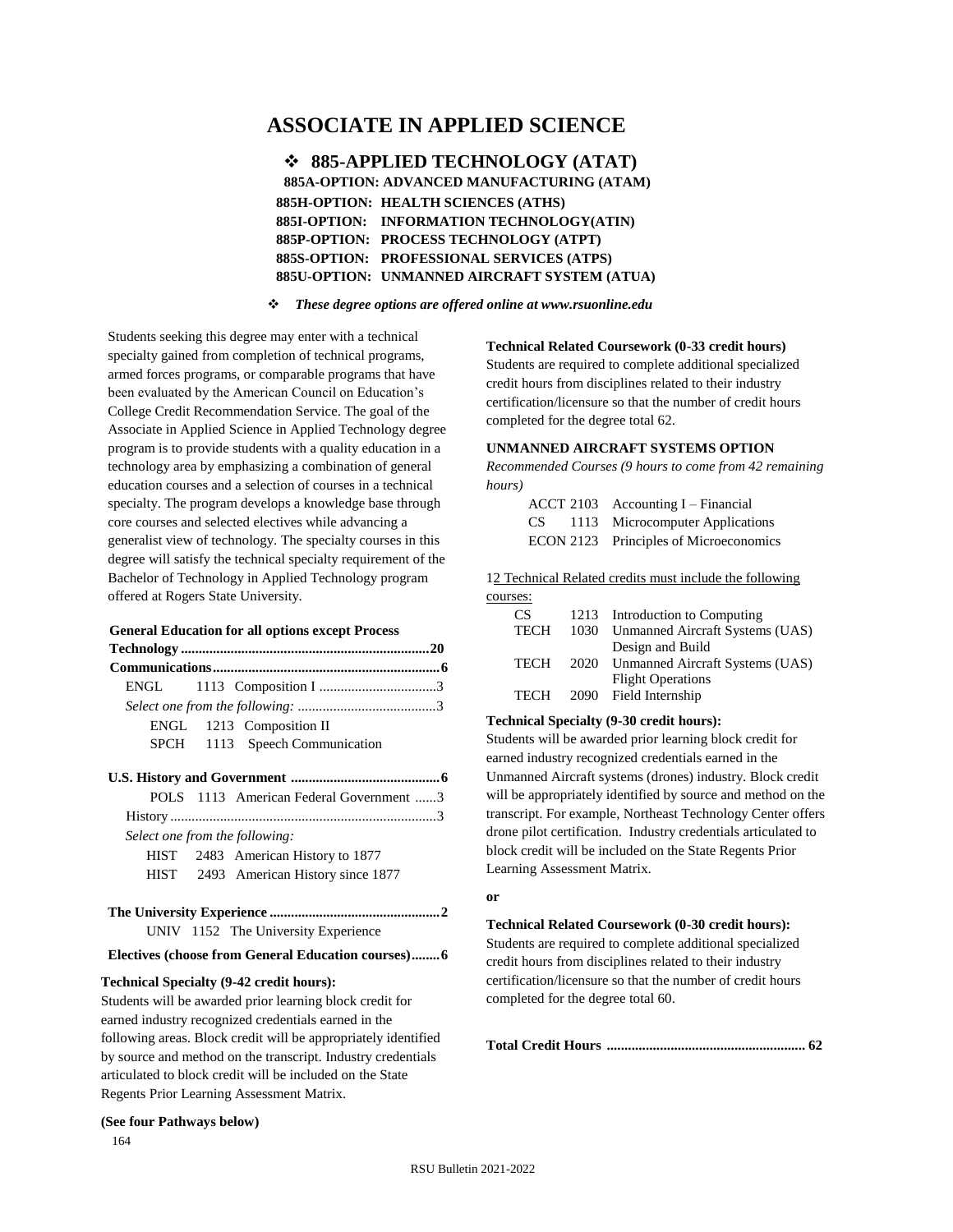# ASSOCIATE IN APPLIED SCIENCE

## ❖ 885-APPLIED TECHNOLOGY (ATAT)

**885A-OPTION: ADVANCED MANUFACTURING (ATAM)**
**885H-OPTION: HEALTH SCIENCES (ATHS)**
**885I-OPTION: INFORMATION TECHNOLOGY(ATIN)**
**885P-OPTION: PROCESS TECHNOLOGY (ATPT)**
**885S-OPTION: PROFESSIONAL SERVICES (ATPS)**
**885U-OPTION: UNMANNED AIRCRAFT SYSTEM (ATUA)**

❖ ***These degree options are offered online at www.rsuonline.edu***

Students seeking this degree may enter with a technical specialty gained from completion of technical programs, armed forces programs, or comparable programs that have been evaluated by the American Council on Education's College Credit Recommendation Service. The goal of the Associate in Applied Science in Applied Technology degree program is to provide students with a quality education in a technology area by emphasizing a combination of general education courses and a selection of courses in a technical specialty. The program develops a knowledge base through core courses and selected electives while advancing a generalist view of technology. The specialty courses in this degree will satisfy the technical specialty requirement of the Bachelor of Technology in Applied Technology program offered at Rogers State University.

**General Education for all options except Process Technology ....................................................................20**

**Communications...............................................................6**

ENGL 1113 Composition I ................................3

*Select one from the following:* .......................................3

- ENGL 1213 Composition II
- SPCH 1113 Speech Communication

**U.S. History and Government .........................................6**

POLS 1113 American Federal Government ......3

History ..........................................................................3

*Select one from the following:*

- HIST 2483 American History to 1877
- HIST 2493 American History since 1877

**The University Experience ...............................................2**

UNIV 1152 The University Experience

**Electives (choose from General Education courses)........6**

**Technical Specialty (9-42 credit hours):**

Students will be awarded prior learning block credit for earned industry recognized credentials earned in the following areas. Block credit will be appropriately identified by source and method on the transcript. Industry credentials articulated to block credit will be included on the State Regents Prior Learning Assessment Matrix.

**(See four Pathways below)**

**Technical Related Coursework (0-33 credit hours)**

Students are required to complete additional specialized credit hours from disciplines related to their industry certification/licensure so that the number of credit hours completed for the degree total 62.

**UNMANNED AIRCRAFT SYSTEMS OPTION**

*Recommended Courses (9 hours to come from 42 remaining hours)*

- ACCT 2103 Accounting I – Financial
- CS 1113 Microcomputer Applications
- ECON 2123 Principles of Microeconomics

12 Technical Related credits must include the following courses:

- CS 1213 Introduction to Computing
- TECH 1030 Unmanned Aircraft Systems (UAS) Design and Build
- TECH 2020 Unmanned Aircraft Systems (UAS) Flight Operations
- TECH 2090 Field Internship

**Technical Specialty (9-30 credit hours):**

Students will be awarded prior learning block credit for earned industry recognized credentials earned in the Unmanned Aircraft systems (drones) industry. Block credit will be appropriately identified by source and method on the transcript. For example, Northeast Technology Center offers drone pilot certification. Industry credentials articulated to block credit will be included on the State Regents Prior Learning Assessment Matrix.

**or**

**Technical Related Coursework (0-30 credit hours):**

Students are required to complete additional specialized credit hours from disciplines related to their industry certification/licensure so that the number of credit hours completed for the degree total 60.

**Total Credit Hours ....................................................... 62**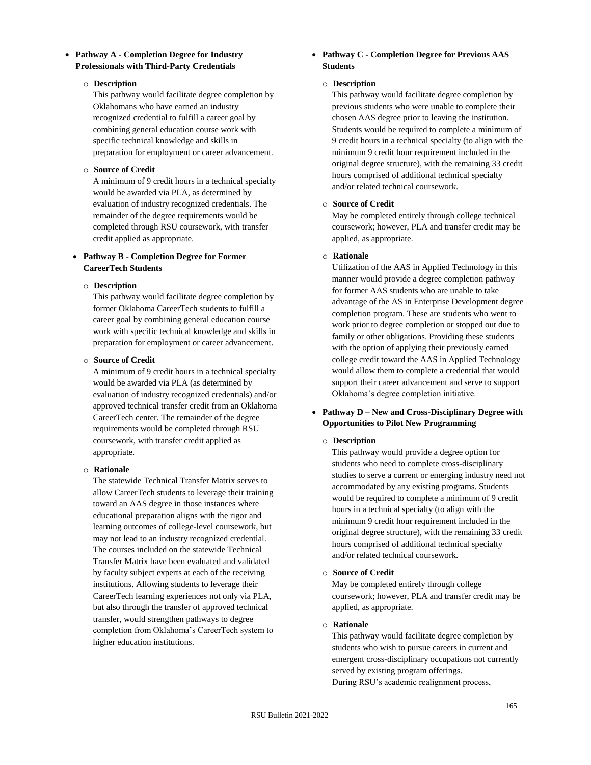- **Pathway A - Completion Degree for Industry Professionals with Third-Party Credentials**
  - **Description**
    This pathway would facilitate degree completion by Oklahomans who have earned an industry recognized credential to fulfill a career goal by combining general education course work with specific technical knowledge and skills in preparation for employment or career advancement.
  - **Source of Credit**
    A minimum of 9 credit hours in a technical specialty would be awarded via PLA, as determined by evaluation of industry recognized credentials. The remainder of the degree requirements would be completed through RSU coursework, with transfer credit applied as appropriate.

- **Pathway B - Completion Degree for Former CareerTech Students**
  - **Description**
    This pathway would facilitate degree completion by former Oklahoma CareerTech students to fulfill a career goal by combining general education course work with specific technical knowledge and skills in preparation for employment or career advancement.
  - **Source of Credit**
    A minimum of 9 credit hours in a technical specialty would be awarded via PLA (as determined by evaluation of industry recognized credentials) and/or approved technical transfer credit from an Oklahoma CareerTech center. The remainder of the degree requirements would be completed through RSU coursework, with transfer credit applied as appropriate.
  - **Rationale**
    The statewide Technical Transfer Matrix serves to allow CareerTech students to leverage their training toward an AAS degree in those instances where educational preparation aligns with the rigor and learning outcomes of college-level coursework, but may not lead to an industry recognized credential. The courses included on the statewide Technical Transfer Matrix have been evaluated and validated by faculty subject experts at each of the receiving institutions. Allowing students to leverage their CareerTech learning experiences not only via PLA, but also through the transfer of approved technical transfer, would strengthen pathways to degree completion from Oklahoma's CareerTech system to higher education institutions.

- **Pathway C - Completion Degree for Previous AAS Students**
  - **Description**
    This pathway would facilitate degree completion by previous students who were unable to complete their chosen AAS degree prior to leaving the institution. Students would be required to complete a minimum of 9 credit hours in a technical specialty (to align with the minimum 9 credit hour requirement included in the original degree structure), with the remaining 33 credit hours comprised of additional technical specialty and/or related technical coursework.
  - **Source of Credit**
    May be completed entirely through college technical coursework; however, PLA and transfer credit may be applied, as appropriate.
  - **Rationale**
    Utilization of the AAS in Applied Technology in this manner would provide a degree completion pathway for former AAS students who are unable to take advantage of the AS in Enterprise Development degree completion program. These are students who went to work prior to degree completion or stopped out due to family or other obligations. Providing these students with the option of applying their previously earned college credit toward the AAS in Applied Technology would allow them to complete a credential that would support their career advancement and serve to support Oklahoma's degree completion initiative.

- **Pathway D – New and Cross-Disciplinary Degree with Opportunities to Pilot New Programming**
  - **Description**
    This pathway would provide a degree option for students who need to complete cross-disciplinary studies to serve a current or emerging industry need not accommodated by any existing programs. Students would be required to complete a minimum of 9 credit hours in a technical specialty (to align with the minimum 9 credit hour requirement included in the original degree structure), with the remaining 33 credit hours comprised of additional technical specialty and/or related technical coursework.
  - **Source of Credit**
    May be completed entirely through college coursework; however, PLA and transfer credit may be applied, as appropriate.
  - **Rationale**
    This pathway would facilitate degree completion by students who wish to pursue careers in current and emergent cross-disciplinary occupations not currently served by existing program offerings.
    During RSU's academic realignment process,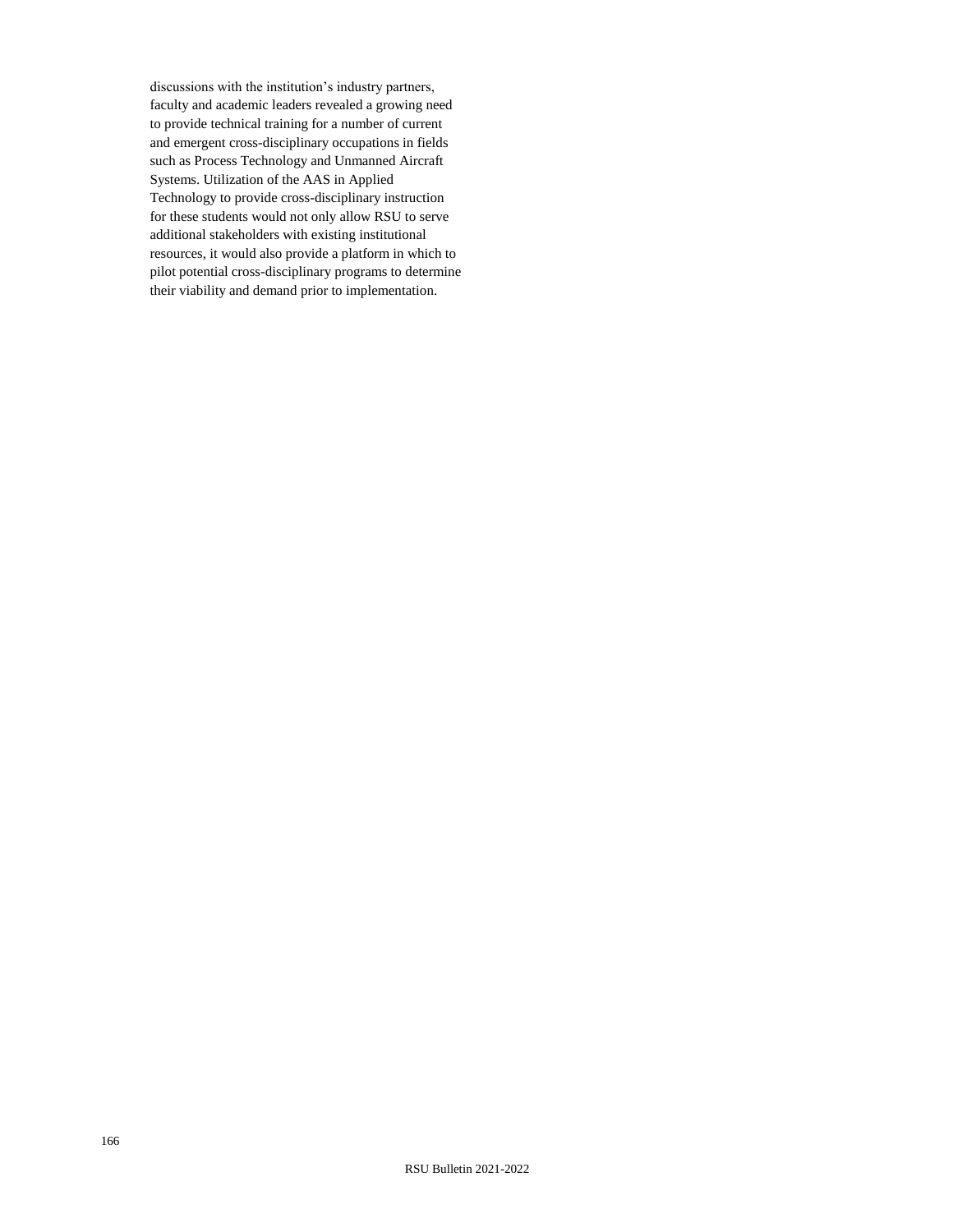discussions with the institution's industry partners, faculty and academic leaders revealed a growing need to provide technical training for a number of current and emergent cross-disciplinary occupations in fields such as Process Technology and Unmanned Aircraft Systems. Utilization of the AAS in Applied Technology to provide cross-disciplinary instruction for these students would not only allow RSU to serve additional stakeholders with existing institutional resources, it would also provide a platform in which to pilot potential cross-disciplinary programs to determine their viability and demand prior to implementation.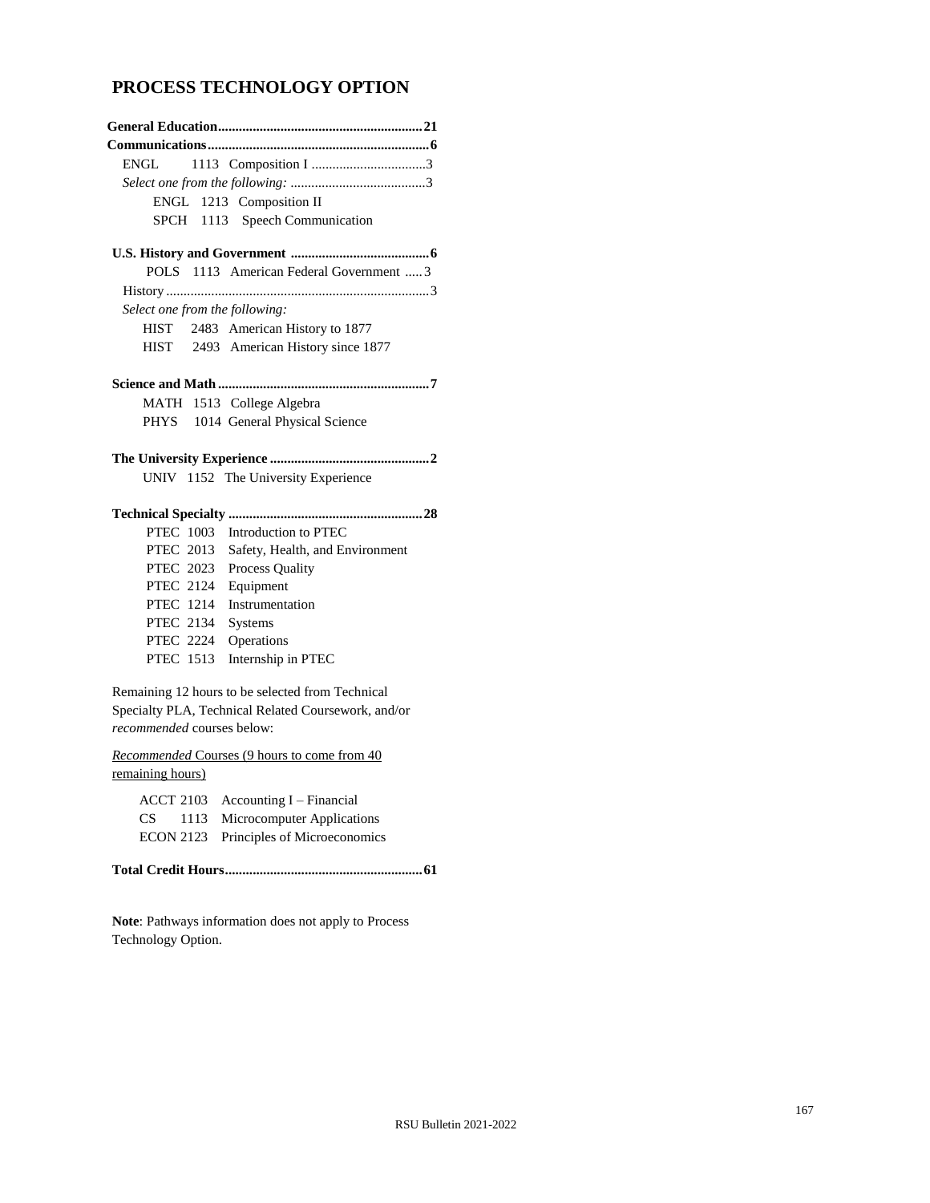## PROCESS TECHNOLOGY OPTION

**General Education..........................................................21**

**Communications...............................................................6**

ENGL 1113 Composition I .................................3

*Select one from the following:* .......................................3

- ENGL 1213 Composition II
- SPCH 1113 Speech Communication

**U.S. History and Government ........................................6**

POLS 1113 American Federal Government .....3

History ...........................................................................3

*Select one from the following:*

- HIST 2483 American History to 1877
- HIST 2493 American History since 1877

**Science and Math............................................................7**

- MATH 1513 College Algebra
- PHYS 1014 General Physical Science

**The University Experience .............................................2**

- UNIV 1152 The University Experience

**Technical Specialty ........................................................28**

- PTEC 1003 Introduction to PTEC
- PTEC 2013 Safety, Health, and Environment
- PTEC 2023 Process Quality
- PTEC 2124 Equipment
- PTEC 1214 Instrumentation
- PTEC 2134 Systems
- PTEC 2224 Operations
- PTEC 1513 Internship in PTEC

Remaining 12 hours to be selected from Technical Specialty PLA, Technical Related Coursework, and/or *recommended* courses below:

<u>*Recommended* Courses (9 hours to come from 40 remaining hours)</u>

- ACCT 2103 Accounting I – Financial
- CS 1113 Microcomputer Applications
- ECON 2123 Principles of Microeconomics

**Total Credit Hours........................................................61**

**Note**: Pathways information does not apply to Process Technology Option.